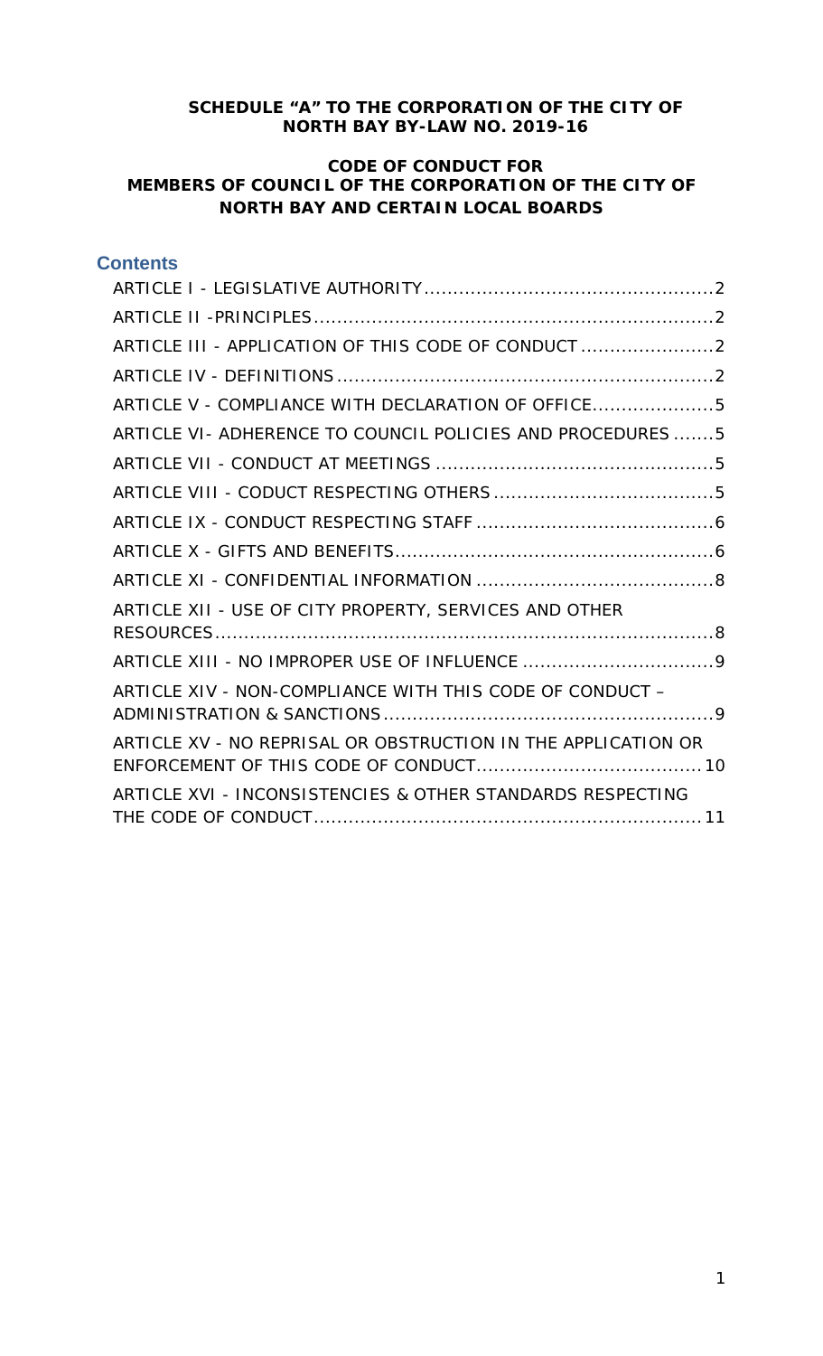**SCHEDULE "A" TO THE CORPORATION OF THE CITY OF NORTH BAY BY-LAW NO. 2019-16**

**CODE OF CONDUCT FOR MEMBERS OF COUNCIL OF THE CORPORATION OF THE CITY OF NORTH BAY AND CERTAIN LOCAL BOARDS**

## Contents

ARTICLE I - LEGISLATIVE AUTHORITY....................................................2

ARTICLE II -PRINCIPLES.......................................................................2

ARTICLE III - APPLICATION OF THIS CODE OF CONDUCT .......................2

ARTICLE IV - DEFINITIONS ...................................................................2

ARTICLE V - COMPLIANCE WITH DECLARATION OF OFFICE.....................5

ARTICLE VI- ADHERENCE TO COUNCIL POLICIES AND PROCEDURES .......5

ARTICLE VII - CONDUCT AT MEETINGS ..................................................5

ARTICLE VIII - CODUCT RESPECTING OTHERS .......................................5

ARTICLE IX - CONDUCT RESPECTING STAFF ..........................................6

ARTICLE X - GIFTS AND BENEFITS........................................................6

ARTICLE XI - CONFIDENTIAL INFORMATION ..........................................8

ARTICLE XII - USE OF CITY PROPERTY, SERVICES AND OTHER RESOURCES.........................................................................................8

ARTICLE XIII - NO IMPROPER USE OF INFLUENCE ..................................9

ARTICLE XIV - NON-COMPLIANCE WITH THIS CODE OF CONDUCT – ADMINISTRATION & SANCTIONS..........................................................9

ARTICLE XV - NO REPRISAL OR OBSTRUCTION IN THE APPLICATION OR ENFORCEMENT OF THIS CODE OF CONDUCT........................................10

ARTICLE XVI - INCONSISTENCIES & OTHER STANDARDS RESPECTING THE CODE OF CONDUCT...................................................................11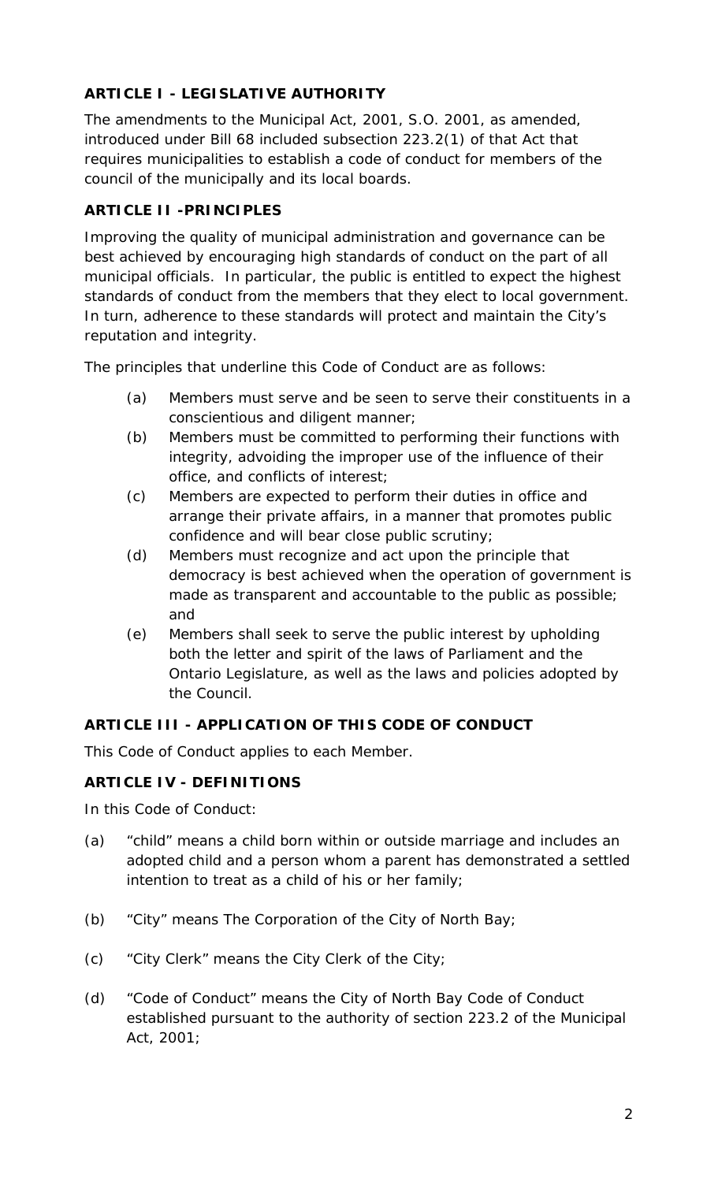**ARTICLE I - LEGISLATIVE AUTHORITY**

The amendments to the Municipal Act, 2001, S.O. 2001, as amended, introduced under Bill 68 included subsection 223.2(1) of that Act that requires municipalities to establish a code of conduct for members of the council of the municipally and its local boards.

**ARTICLE II -PRINCIPLES**

Improving the quality of municipal administration and governance can be best achieved by encouraging high standards of conduct on the part of all municipal officials. In particular, the public is entitled to expect the highest standards of conduct from the members that they elect to local government. In turn, adherence to these standards will protect and maintain the City's reputation and integrity.

The principles that underline this Code of Conduct are as follows:

(a) Members must serve and be seen to serve their constituents in a conscientious and diligent manner;

(b) Members must be committed to performing their functions with integrity, advoiding the improper use of the influence of their office, and conflicts of interest;

(c) Members are expected to perform their duties in office and arrange their private affairs, in a manner that promotes public confidence and will bear close public scrutiny;

(d) Members must recognize and act upon the principle that democracy is best achieved when the operation of government is made as transparent and accountable to the public as possible; and

(e) Members shall seek to serve the public interest by upholding both the letter and spirit of the laws of Parliament and the Ontario Legislature, as well as the laws and policies adopted by the Council.

**ARTICLE III - APPLICATION OF THIS CODE OF CONDUCT**

This Code of Conduct applies to each Member.

**ARTICLE IV - DEFINITIONS**

In this Code of Conduct:

(a) "child" means a child born within or outside marriage and includes an adopted child and a person whom a parent has demonstrated a settled intention to treat as a child of his or her family;

(b) "City" means The Corporation of the City of North Bay;

(c) "City Clerk" means the City Clerk of the City;

(d) "Code of Conduct" means the City of North Bay Code of Conduct established pursuant to the authority of section 223.2 of the Municipal Act, 2001;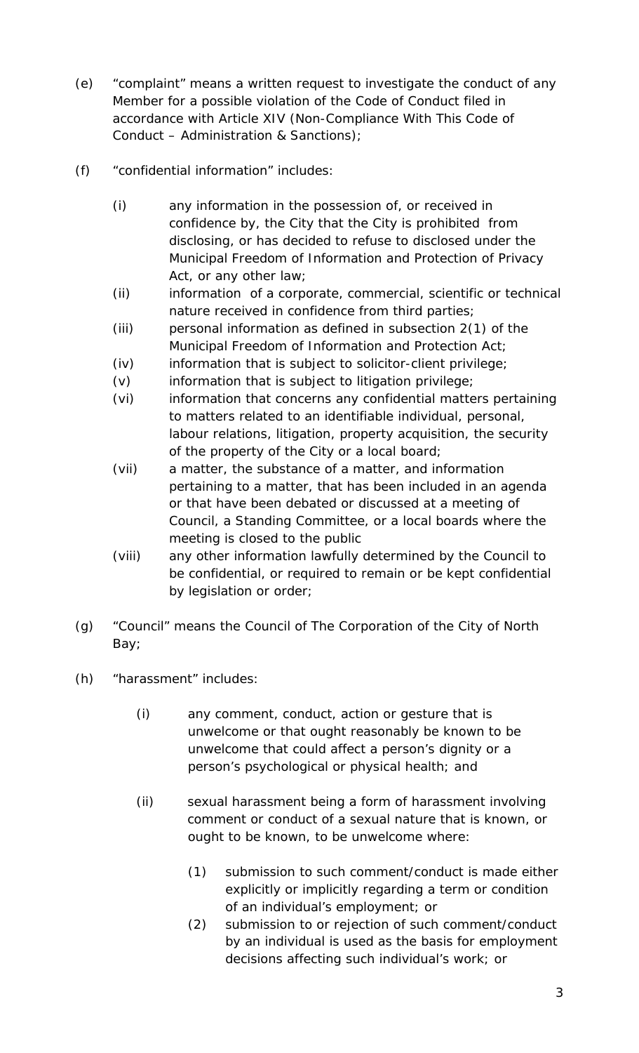(e) "complaint" means a written request to investigate the conduct of any Member for a possible violation of the Code of Conduct filed in accordance with Article XIV (Non-Compliance With This Code of Conduct – Administration & Sanctions);

(f) "confidential information" includes:

- (i) any information in the possession of, or received in confidence by, the City that the City is prohibited from disclosing, or has decided to refuse to disclosed under the Municipal Freedom of Information and Protection of Privacy Act, or any other law;
- (ii) information of a corporate, commercial, scientific or technical nature received in confidence from third parties;
- (iii) personal information as defined in subsection 2(1) of the Municipal Freedom of Information and Protection Act;
- (iv) information that is subject to solicitor-client privilege;
- (v) information that is subject to litigation privilege;
- (vi) information that concerns any confidential matters pertaining to matters related to an identifiable individual, personal, labour relations, litigation, property acquisition, the security of the property of the City or a local board;
- (vii) a matter, the substance of a matter, and information pertaining to a matter, that has been included in an agenda or that have been debated or discussed at a meeting of Council, a Standing Committee, or a local boards where the meeting is closed to the public
- (viii) any other information lawfully determined by the Council to be confidential, or required to remain or be kept confidential by legislation or order;

(g) "Council" means the Council of The Corporation of the City of North Bay;

(h) "harassment" includes:

- (i) any comment, conduct, action or gesture that is unwelcome or that ought reasonably be known to be unwelcome that could affect a person's dignity or a person's psychological or physical health; and

- (ii) sexual harassment being a form of harassment involving comment or conduct of a sexual nature that is known, or ought to be known, to be unwelcome where:

  - (1) submission to such comment/conduct is made either explicitly or implicitly regarding a term or condition of an individual's employment; or
  - (2) submission to or rejection of such comment/conduct by an individual is used as the basis for employment decisions affecting such individual's work; or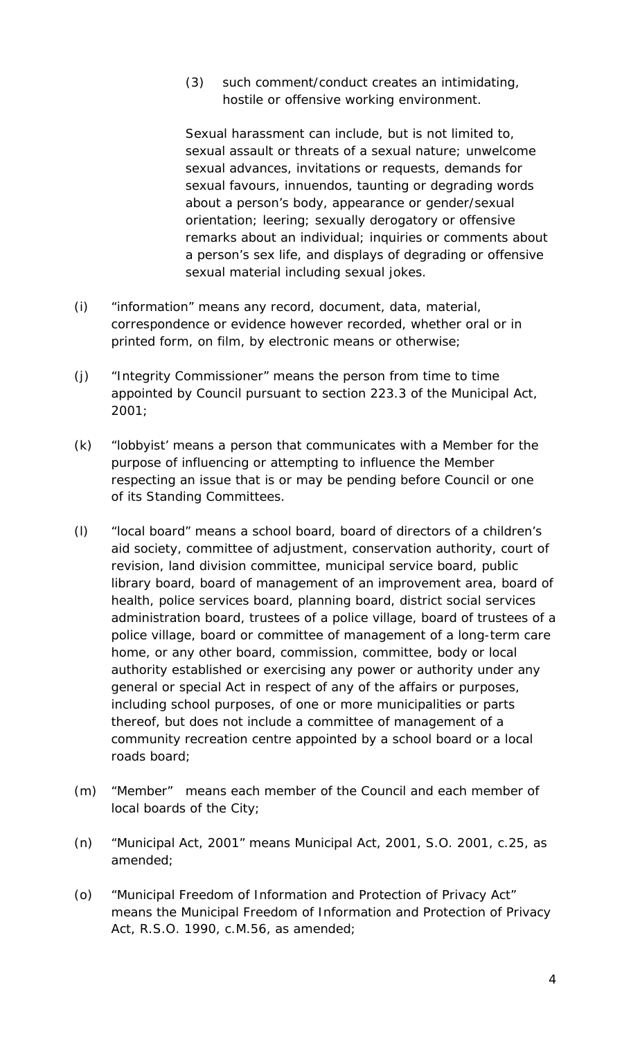(3) such comment/conduct creates an intimidating, hostile or offensive working environment.

Sexual harassment can include, but is not limited to, sexual assault or threats of a sexual nature; unwelcome sexual advances, invitations or requests, demands for sexual favours, innuendos, taunting or degrading words about a person's body, appearance or gender/sexual orientation; leering; sexually derogatory or offensive remarks about an individual; inquiries or comments about a person's sex life, and displays of degrading or offensive sexual material including sexual jokes.

(i) "information" means any record, document, data, material, correspondence or evidence however recorded, whether oral or in printed form, on film, by electronic means or otherwise;

(j) "Integrity Commissioner" means the person from time to time appointed by Council pursuant to section 223.3 of the Municipal Act, 2001;

(k) "lobbyist' means a person that communicates with a Member for the purpose of influencing or attempting to influence the Member respecting an issue that is or may be pending before Council or one of its Standing Committees.

(l) "local board" means a school board, board of directors of a children's aid society, committee of adjustment, conservation authority, court of revision, land division committee, municipal service board, public library board, board of management of an improvement area, board of health, police services board, planning board, district social services administration board, trustees of a police village, board of trustees of a police village, board or committee of management of a long-term care home, or any other board, commission, committee, body or local authority established or exercising any power or authority under any general or special Act in respect of any of the affairs or purposes, including school purposes, of one or more municipalities or parts thereof, but does not include a committee of management of a community recreation centre appointed by a school board or a local roads board;

(m) "Member" means each member of the Council and each member of local boards of the City;

(n) "Municipal Act, 2001" means Municipal Act, 2001, S.O. 2001, c.25, as amended;

(o) "Municipal Freedom of Information and Protection of Privacy Act" means the Municipal Freedom of Information and Protection of Privacy Act, R.S.O. 1990, c.M.56, as amended;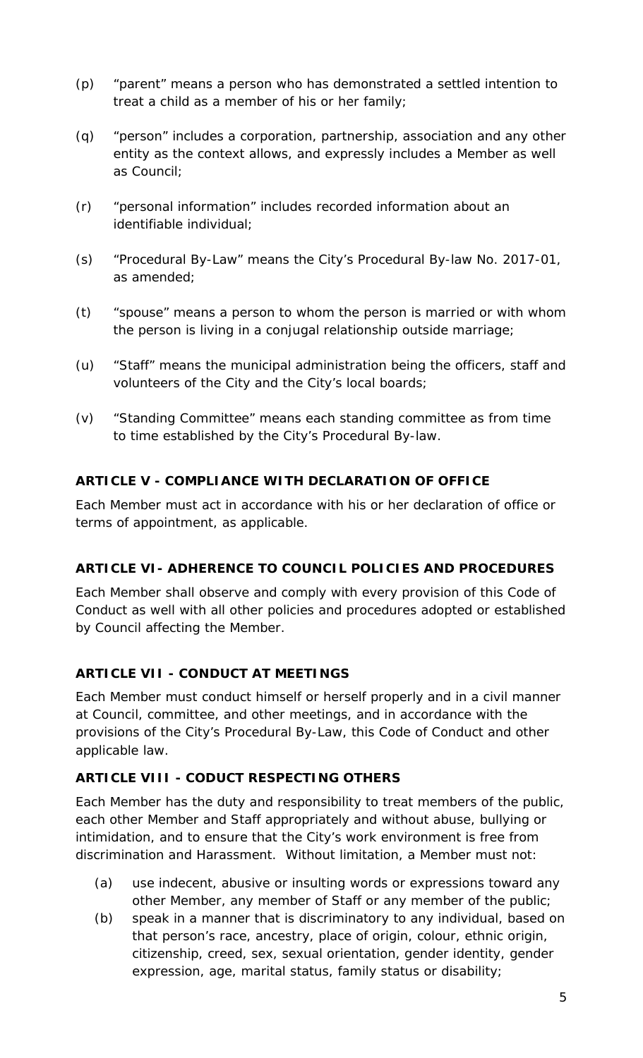(p) "parent" means a person who has demonstrated a settled intention to treat a child as a member of his or her family;

(q) "person" includes a corporation, partnership, association and any other entity as the context allows, and expressly includes a Member as well as Council;

(r) "personal information" includes recorded information about an identifiable individual;

(s) "Procedural By-Law" means the City's Procedural By-law No. 2017-01, as amended;

(t) "spouse" means a person to whom the person is married or with whom the person is living in a conjugal relationship outside marriage;

(u) "Staff" means the municipal administration being the officers, staff and volunteers of the City and the City's local boards;

(v) "Standing Committee" means each standing committee as from time to time established by the City's Procedural By-law.

**ARTICLE V - COMPLIANCE WITH DECLARATION OF OFFICE**

Each Member must act in accordance with his or her declaration of office or terms of appointment, as applicable.

**ARTICLE VI- ADHERENCE TO COUNCIL POLICIES AND PROCEDURES**

Each Member shall observe and comply with every provision of this Code of Conduct as well with all other policies and procedures adopted or established by Council affecting the Member.

**ARTICLE VII - CONDUCT AT MEETINGS**

Each Member must conduct himself or herself properly and in a civil manner at Council, committee, and other meetings, and in accordance with the provisions of the City's Procedural By-Law, this Code of Conduct and other applicable law.

**ARTICLE VIII - CODUCT RESPECTING OTHERS**

Each Member has the duty and responsibility to treat members of the public, each other Member and Staff appropriately and without abuse, bullying or intimidation, and to ensure that the City's work environment is free from discrimination and Harassment. Without limitation, a Member must not:

(a) use indecent, abusive or insulting words or expressions toward any other Member, any member of Staff or any member of the public;

(b) speak in a manner that is discriminatory to any individual, based on that person's race, ancestry, place of origin, colour, ethnic origin, citizenship, creed, sex, sexual orientation, gender identity, gender expression, age, marital status, family status or disability;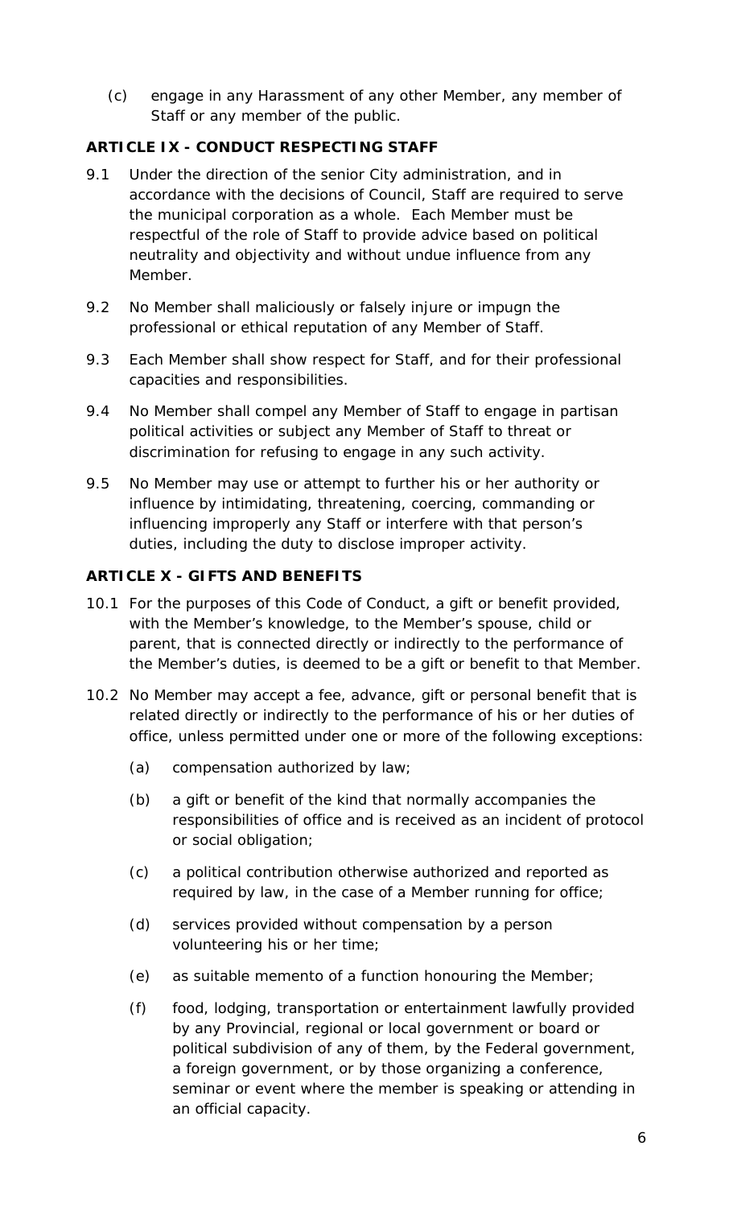(c) engage in any Harassment of any other Member, any member of Staff or any member of the public.

**ARTICLE IX - CONDUCT RESPECTING STAFF**

9.1 Under the direction of the senior City administration, and in accordance with the decisions of Council, Staff are required to serve the municipal corporation as a whole. Each Member must be respectful of the role of Staff to provide advice based on political neutrality and objectivity and without undue influence from any Member.

9.2 No Member shall maliciously or falsely injure or impugn the professional or ethical reputation of any Member of Staff.

9.3 Each Member shall show respect for Staff, and for their professional capacities and responsibilities.

9.4 No Member shall compel any Member of Staff to engage in partisan political activities or subject any Member of Staff to threat or discrimination for refusing to engage in any such activity.

9.5 No Member may use or attempt to further his or her authority or influence by intimidating, threatening, coercing, commanding or influencing improperly any Staff or interfere with that person's duties, including the duty to disclose improper activity.

**ARTICLE X - GIFTS AND BENEFITS**

10.1 For the purposes of this Code of Conduct, a gift or benefit provided, with the Member's knowledge, to the Member's spouse, child or parent, that is connected directly or indirectly to the performance of the Member's duties, is deemed to be a gift or benefit to that Member.

10.2 No Member may accept a fee, advance, gift or personal benefit that is related directly or indirectly to the performance of his or her duties of office, unless permitted under one or more of the following exceptions:

(a) compensation authorized by law;

(b) a gift or benefit of the kind that normally accompanies the responsibilities of office and is received as an incident of protocol or social obligation;

(c) a political contribution otherwise authorized and reported as required by law, in the case of a Member running for office;

(d) services provided without compensation by a person volunteering his or her time;

(e) as suitable memento of a function honouring the Member;

(f) food, lodging, transportation or entertainment lawfully provided by any Provincial, regional or local government or board or political subdivision of any of them, by the Federal government, a foreign government, or by those organizing a conference, seminar or event where the member is speaking or attending in an official capacity.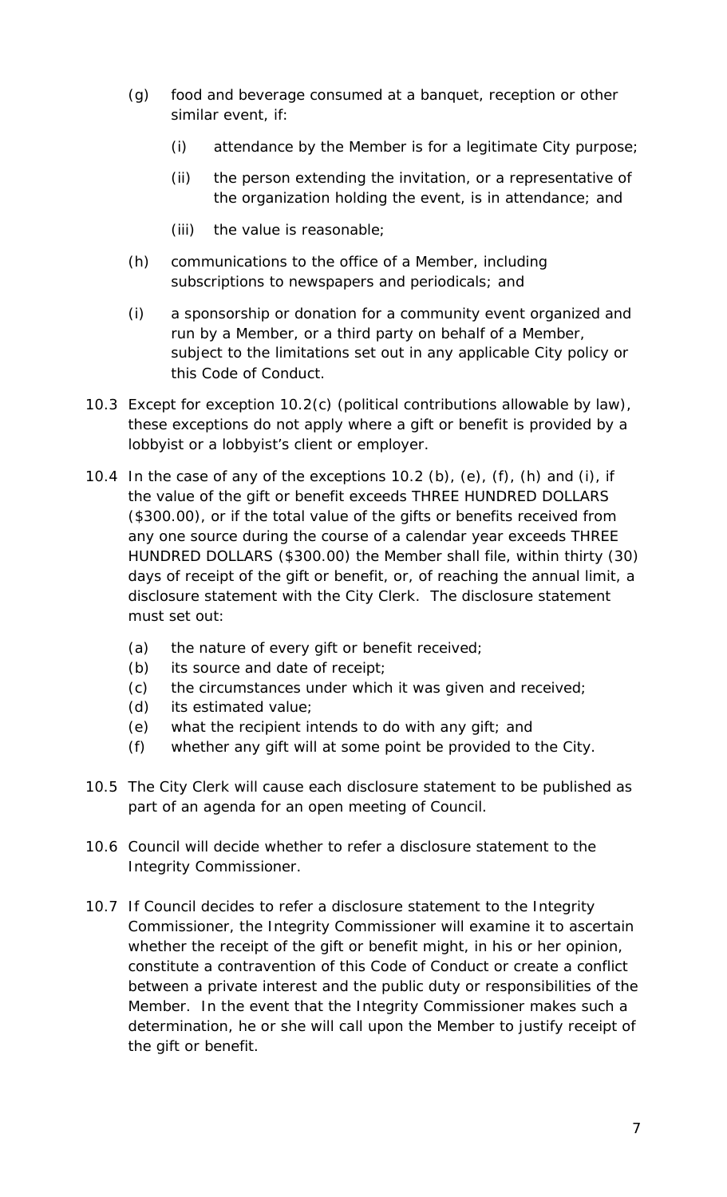(g) food and beverage consumed at a banquet, reception or other similar event, if:

   (i) attendance by the Member is for a legitimate City purpose;

   (ii) the person extending the invitation, or a representative of the organization holding the event, is in attendance; and

   (iii) the value is reasonable;

(h) communications to the office of a Member, including subscriptions to newspapers and periodicals; and

(i) a sponsorship or donation for a community event organized and run by a Member, or a third party on behalf of a Member, subject to the limitations set out in any applicable City policy or this Code of Conduct.

10.3 Except for exception 10.2(c) (political contributions allowable by law), these exceptions do not apply where a gift or benefit is provided by a lobbyist or a lobbyist's client or employer.

10.4 In the case of any of the exceptions 10.2 (b), (e), (f), (h) and (i), if the value of the gift or benefit exceeds THREE HUNDRED DOLLARS ($300.00), or if the total value of the gifts or benefits received from any one source during the course of a calendar year exceeds THREE HUNDRED DOLLARS ($300.00) the Member shall file, within thirty (30) days of receipt of the gift or benefit, or, of reaching the annual limit, a disclosure statement with the City Clerk. The disclosure statement must set out:

(a) the nature of every gift or benefit received;
(b) its source and date of receipt;
(c) the circumstances under which it was given and received;
(d) its estimated value;
(e) what the recipient intends to do with any gift; and
(f) whether any gift will at some point be provided to the City.

10.5 The City Clerk will cause each disclosure statement to be published as part of an agenda for an open meeting of Council.

10.6 Council will decide whether to refer a disclosure statement to the Integrity Commissioner.

10.7 If Council decides to refer a disclosure statement to the Integrity Commissioner, the Integrity Commissioner will examine it to ascertain whether the receipt of the gift or benefit might, in his or her opinion, constitute a contravention of this Code of Conduct or create a conflict between a private interest and the public duty or responsibilities of the Member. In the event that the Integrity Commissioner makes such a determination, he or she will call upon the Member to justify receipt of the gift or benefit.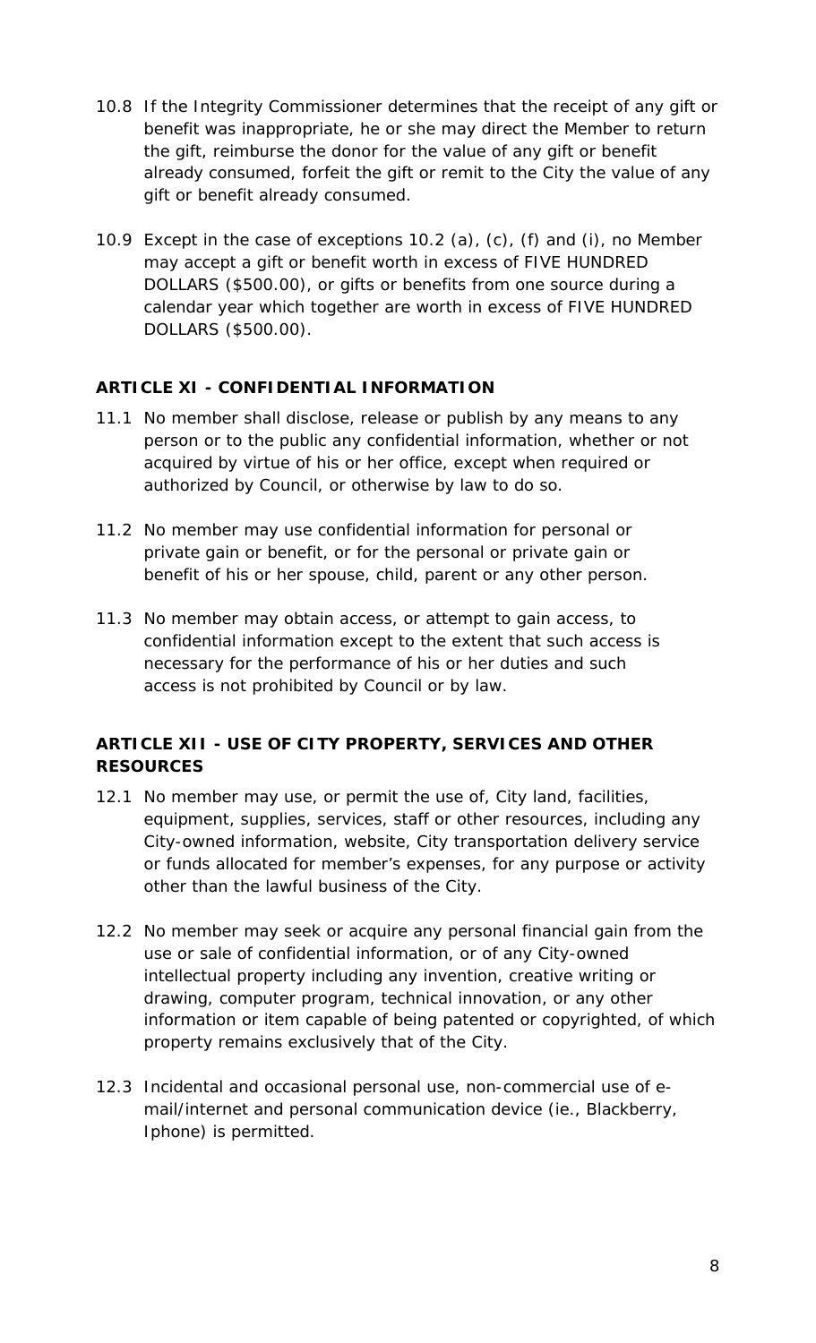10.8 If the Integrity Commissioner determines that the receipt of any gift or benefit was inappropriate, he or she may direct the Member to return the gift, reimburse the donor for the value of any gift or benefit already consumed, forfeit the gift or remit to the City the value of any gift or benefit already consumed.

10.9 Except in the case of exceptions 10.2 (a), (c), (f) and (i), no Member may accept a gift or benefit worth in excess of FIVE HUNDRED DOLLARS ($500.00), or gifts or benefits from one source during a calendar year which together are worth in excess of FIVE HUNDRED DOLLARS ($500.00).

## ARTICLE XI - CONFIDENTIAL INFORMATION

11.1 No member shall disclose, release or publish by any means to any person or to the public any confidential information, whether or not acquired by virtue of his or her office, except when required or authorized by Council, or otherwise by law to do so.

11.2 No member may use confidential information for personal or private gain or benefit, or for the personal or private gain or benefit of his or her spouse, child, parent or any other person.

11.3 No member may obtain access, or attempt to gain access, to confidential information except to the extent that such access is necessary for the performance of his or her duties and such access is not prohibited by Council or by law.

## ARTICLE XII - USE OF CITY PROPERTY, SERVICES AND OTHER RESOURCES

12.1 No member may use, or permit the use of, City land, facilities, equipment, supplies, services, staff or other resources, including any City-owned information, website, City transportation delivery service or funds allocated for member's expenses, for any purpose or activity other than the lawful business of the City.

12.2 No member may seek or acquire any personal financial gain from the use or sale of confidential information, or of any City-owned intellectual property including any invention, creative writing or drawing, computer program, technical innovation, or any other information or item capable of being patented or copyrighted, of which property remains exclusively that of the City.

12.3 Incidental and occasional personal use, non-commercial use of e-mail/internet and personal communication device (ie., Blackberry, Iphone) is permitted.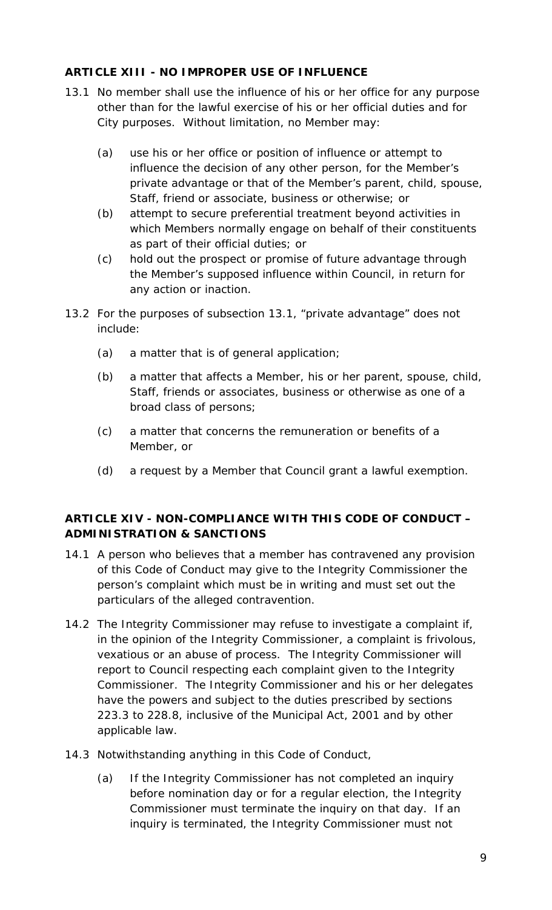**ARTICLE XIII - NO IMPROPER USE OF INFLUENCE**

13.1 No member shall use the influence of his or her office for any purpose other than for the lawful exercise of his or her official duties and for City purposes. Without limitation, no Member may:

(a) use his or her office or position of influence or attempt to influence the decision of any other person, for the Member's private advantage or that of the Member's parent, child, spouse, Staff, friend or associate, business or otherwise; or

(b) attempt to secure preferential treatment beyond activities in which Members normally engage on behalf of their constituents as part of their official duties; or

(c) hold out the prospect or promise of future advantage through the Member's supposed influence within Council, in return for any action or inaction.

13.2 For the purposes of subsection 13.1, "private advantage" does not include:

(a) a matter that is of general application;

(b) a matter that affects a Member, his or her parent, spouse, child, Staff, friends or associates, business or otherwise as one of a broad class of persons;

(c) a matter that concerns the remuneration or benefits of a Member, or

(d) a request by a Member that Council grant a lawful exemption.

**ARTICLE XIV - NON-COMPLIANCE WITH THIS CODE OF CONDUCT – ADMINISTRATION & SANCTIONS**

14.1 A person who believes that a member has contravened any provision of this Code of Conduct may give to the Integrity Commissioner the person's complaint which must be in writing and must set out the particulars of the alleged contravention.

14.2 The Integrity Commissioner may refuse to investigate a complaint if, in the opinion of the Integrity Commissioner, a complaint is frivolous, vexatious or an abuse of process. The Integrity Commissioner will report to Council respecting each complaint given to the Integrity Commissioner. The Integrity Commissioner and his or her delegates have the powers and subject to the duties prescribed by sections 223.3 to 228.8, inclusive of the Municipal Act, 2001 and by other applicable law.

14.3 Notwithstanding anything in this Code of Conduct,

(a) If the Integrity Commissioner has not completed an inquiry before nomination day or for a regular election, the Integrity Commissioner must terminate the inquiry on that day. If an inquiry is terminated, the Integrity Commissioner must not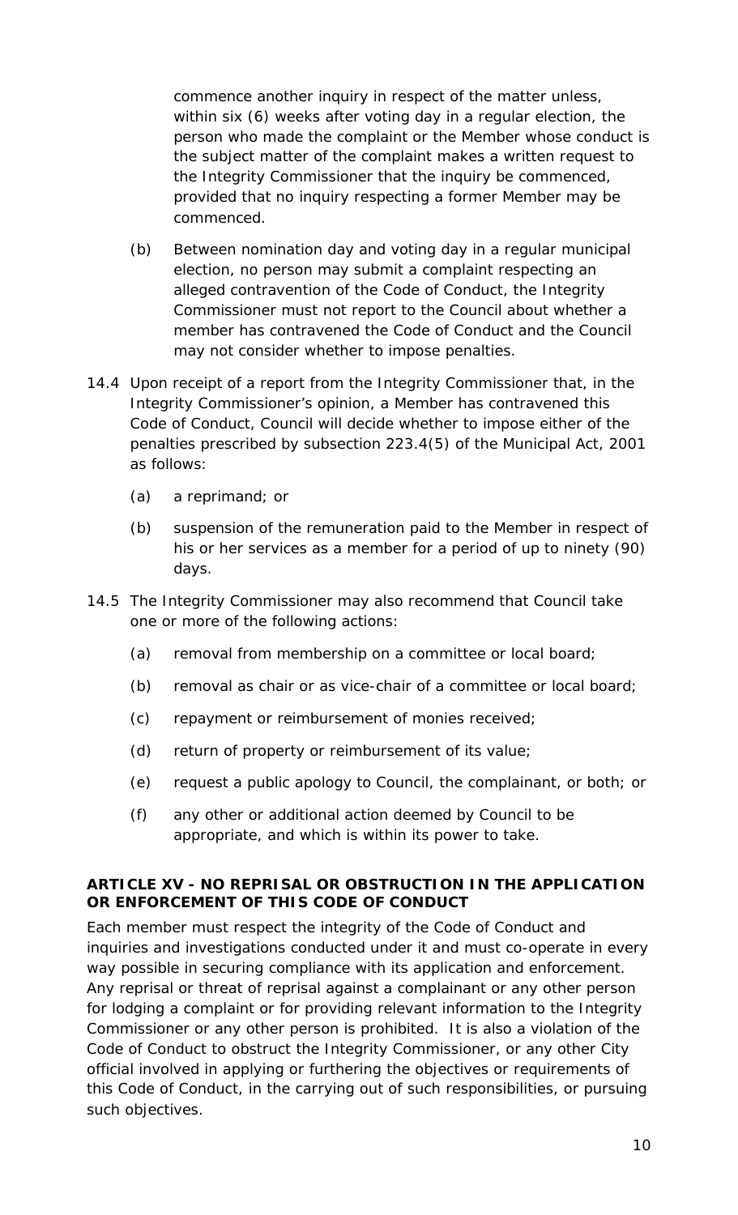commence another inquiry in respect of the matter unless, within six (6) weeks after voting day in a regular election, the person who made the complaint or the Member whose conduct is the subject matter of the complaint makes a written request to the Integrity Commissioner that the inquiry be commenced, provided that no inquiry respecting a former Member may be commenced.

(b) Between nomination day and voting day in a regular municipal election, no person may submit a complaint respecting an alleged contravention of the Code of Conduct, the Integrity Commissioner must not report to the Council about whether a member has contravened the Code of Conduct and the Council may not consider whether to impose penalties.

14.4 Upon receipt of a report from the Integrity Commissioner that, in the Integrity Commissioner's opinion, a Member has contravened this Code of Conduct, Council will decide whether to impose either of the penalties prescribed by subsection 223.4(5) of the Municipal Act, 2001 as follows:

(a) a reprimand; or

(b) suspension of the remuneration paid to the Member in respect of his or her services as a member for a period of up to ninety (90) days.

14.5 The Integrity Commissioner may also recommend that Council take one or more of the following actions:

(a) removal from membership on a committee or local board;

(b) removal as chair or as vice-chair of a committee or local board;

(c) repayment or reimbursement of monies received;

(d) return of property or reimbursement of its value;

(e) request a public apology to Council, the complainant, or both; or

(f) any other or additional action deemed by Council to be appropriate, and which is within its power to take.

**ARTICLE XV - NO REPRISAL OR OBSTRUCTION IN THE APPLICATION OR ENFORCEMENT OF THIS CODE OF CONDUCT**

Each member must respect the integrity of the Code of Conduct and inquiries and investigations conducted under it and must co-operate in every way possible in securing compliance with its application and enforcement. Any reprisal or threat of reprisal against a complainant or any other person for lodging a complaint or for providing relevant information to the Integrity Commissioner or any other person is prohibited. It is also a violation of the Code of Conduct to obstruct the Integrity Commissioner, or any other City official involved in applying or furthering the objectives or requirements of this Code of Conduct, in the carrying out of such responsibilities, or pursuing such objectives.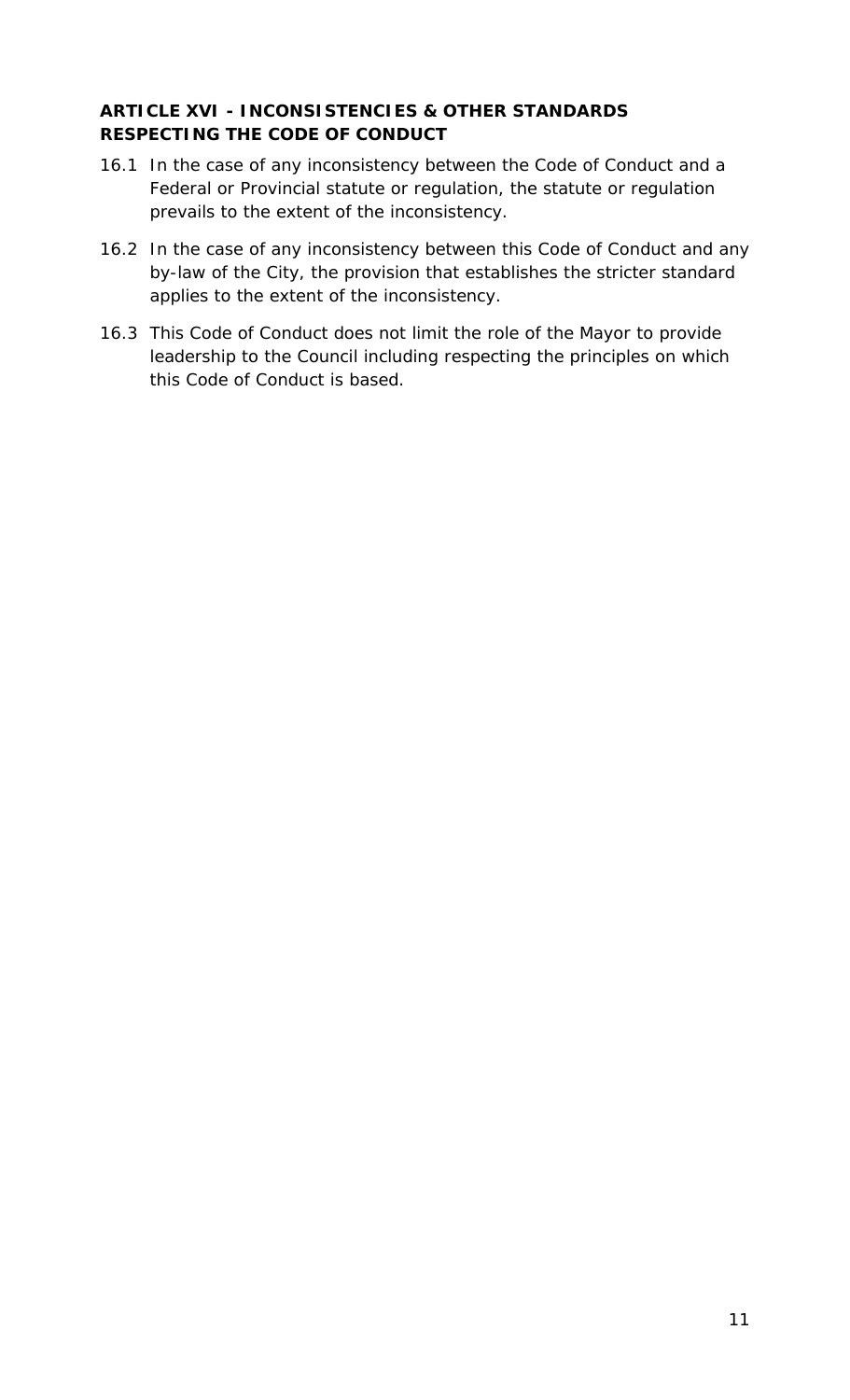**ARTICLE XVI - INCONSISTENCIES & OTHER STANDARDS RESPECTING THE CODE OF CONDUCT**

16.1 In the case of any inconsistency between the Code of Conduct and a Federal or Provincial statute or regulation, the statute or regulation prevails to the extent of the inconsistency.

16.2 In the case of any inconsistency between this Code of Conduct and any by-law of the City, the provision that establishes the stricter standard applies to the extent of the inconsistency.

16.3 This Code of Conduct does not limit the role of the Mayor to provide leadership to the Council including respecting the principles on which this Code of Conduct is based.